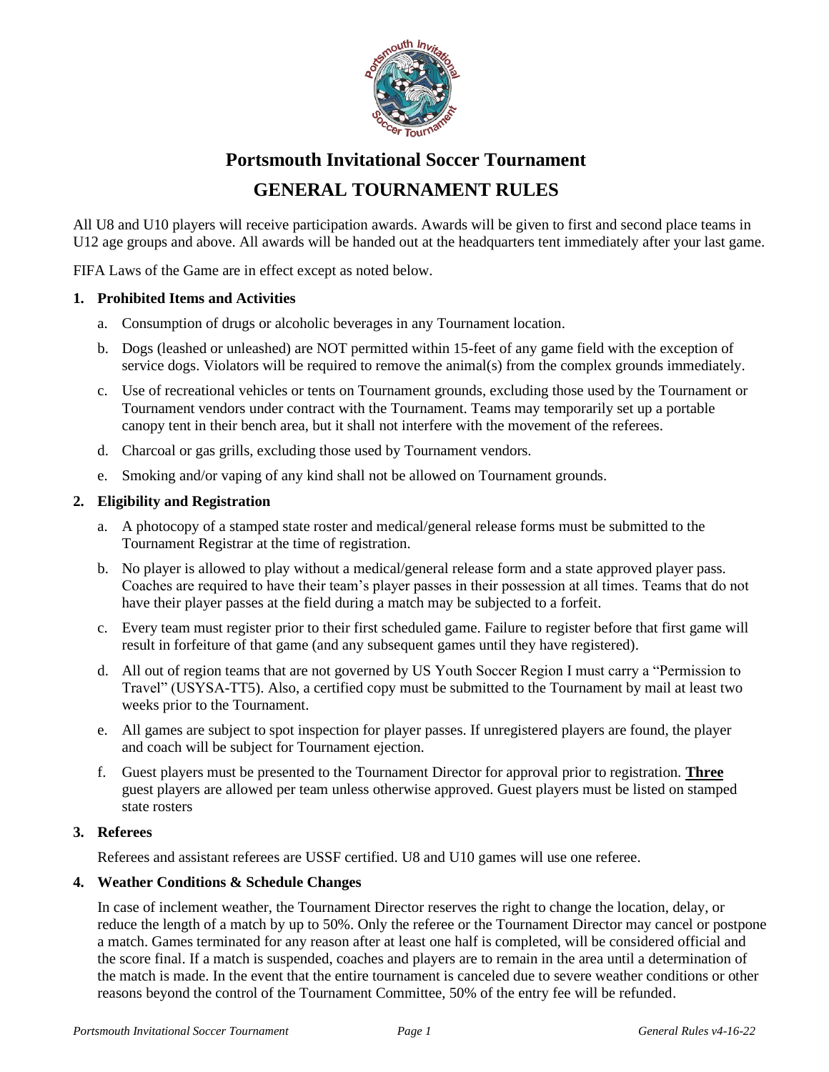# Portsmouth Invitational Soccer Tournament

## GENERAL TOURNAMENT RULES

All U8 and U10 players will receive participation awards. Awards will be given to first and second place teams in U12 age groups and above. All awards will be handed out at the headquarters tent immediately after your last game.

FIFA Laws of the Game are in effect except as noted below.

**1. Prohibited Items and Activities**

a. Consumption of drugs or alcoholic beverages in any Tournament location.

b. Dogs (leashed or unleashed) are NOT permitted within 15-feet of any game field with the exception of service dogs. Violators will be required to remove the animal(s) from the complex grounds immediately.

c. Use of recreational vehicles or tents on Tournament grounds, excluding those used by the Tournament or Tournament vendors under contract with the Tournament. Teams may temporarily set up a portable canopy tent in their bench area, but it shall not interfere with the movement of the referees.

d. Charcoal or gas grills, excluding those used by Tournament vendors.

e. Smoking and/or vaping of any kind shall not be allowed on Tournament grounds.

**2. Eligibility and Registration**

a. A photocopy of a stamped state roster and medical/general release forms must be submitted to the Tournament Registrar at the time of registration.

b. No player is allowed to play without a medical/general release form and a state approved player pass. Coaches are required to have their team's player passes in their possession at all times. Teams that do not have their player passes at the field during a match may be subjected to a forfeit.

c. Every team must register prior to their first scheduled game. Failure to register before that first game will result in forfeiture of that game (and any subsequent games until they have registered).

d. All out of region teams that are not governed by US Youth Soccer Region I must carry a "Permission to Travel" (USYSA-TT5). Also, a certified copy must be submitted to the Tournament by mail at least two weeks prior to the Tournament.

e. All games are subject to spot inspection for player passes. If unregistered players are found, the player and coach will be subject for Tournament ejection.

f. Guest players must be presented to the Tournament Director for approval prior to registration. **<u>Three</u>** guest players are allowed per team unless otherwise approved. Guest players must be listed on stamped state rosters

**3. Referees**

Referees and assistant referees are USSF certified. U8 and U10 games will use one referee.

**4. Weather Conditions & Schedule Changes**

In case of inclement weather, the Tournament Director reserves the right to change the location, delay, or reduce the length of a match by up to 50%. Only the referee or the Tournament Director may cancel or postpone a match. Games terminated for any reason after at least one half is completed, will be considered official and the score final. If a match is suspended, coaches and players are to remain in the area until a determination of the match is made. In the event that the entire tournament is canceled due to severe weather conditions or other reasons beyond the control of the Tournament Committee, 50% of the entry fee will be refunded.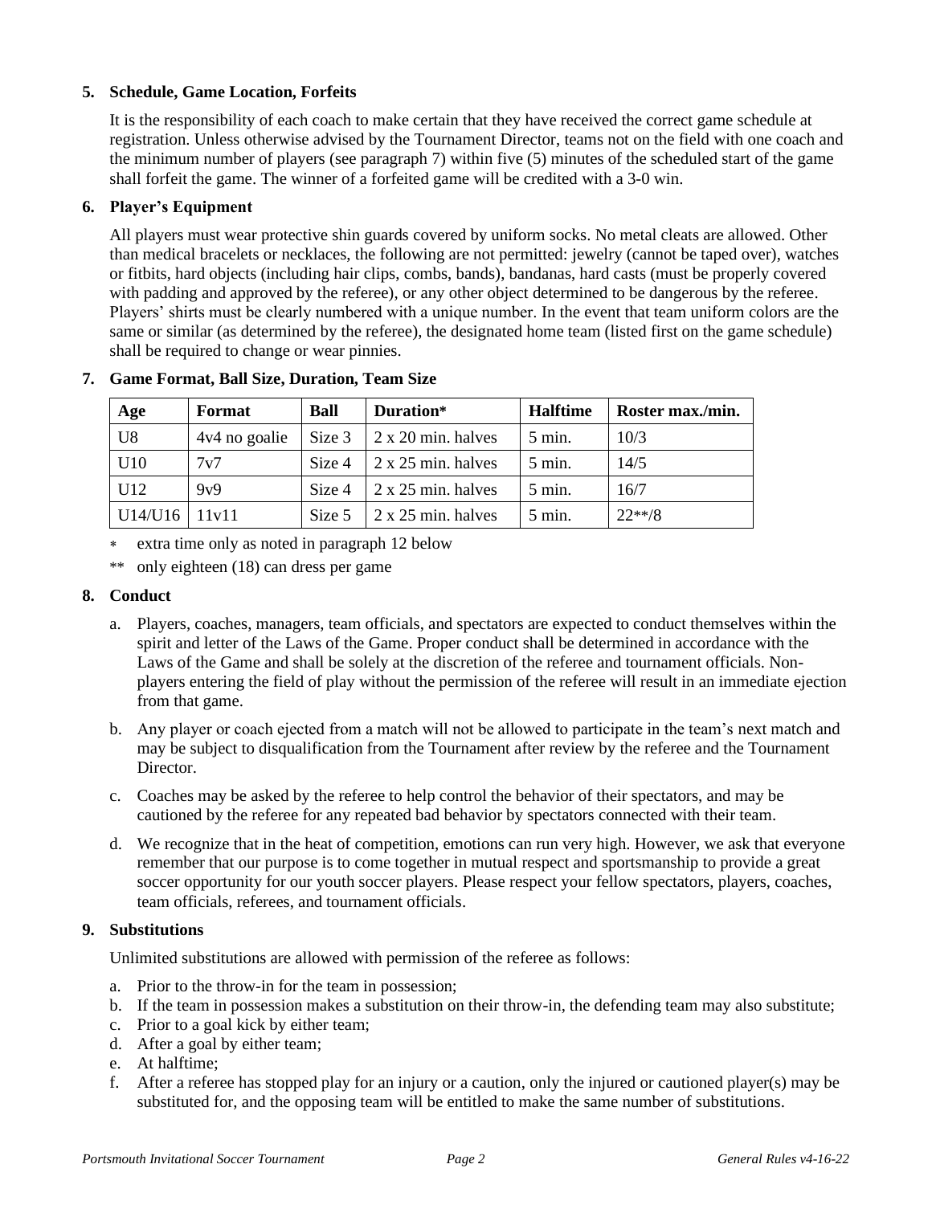### 5. Schedule, Game Location, Forfeits

It is the responsibility of each coach to make certain that they have received the correct game schedule at registration. Unless otherwise advised by the Tournament Director, teams not on the field with one coach and the minimum number of players (see paragraph 7) within five (5) minutes of the scheduled start of the game shall forfeit the game. The winner of a forfeited game will be credited with a 3-0 win.

### 6. Player's Equipment

All players must wear protective shin guards covered by uniform socks. No metal cleats are allowed. Other than medical bracelets or necklaces, the following are not permitted: jewelry (cannot be taped over), watches or fitbits, hard objects (including hair clips, combs, bands), bandanas, hard casts (must be properly covered with padding and approved by the referee), or any other object determined to be dangerous by the referee. Players' shirts must be clearly numbered with a unique number. In the event that team uniform colors are the same or similar (as determined by the referee), the designated home team (listed first on the game schedule) shall be required to change or wear pinnies.

### 7. Game Format, Ball Size, Duration, Team Size

| Age | Format | Ball | Duration* | Halftime | Roster max./min. |
|---|---|---|---|---|---|
| U8 | 4v4 no goalie | Size 3 | 2 x 20 min. halves | 5 min. | 10/3 |
| U10 | 7v7 | Size 4 | 2 x 25 min. halves | 5 min. | 14/5 |
| U12 | 9v9 | Size 4 | 2 x 25 min. halves | 5 min. | 16/7 |
| U14/U16 | 11v11 | Size 5 | 2 x 25 min. halves | 5 min. | 22**/8 |

\* extra time only as noted in paragraph 12 below

\*\* only eighteen (18) can dress per game

### 8. Conduct

a. Players, coaches, managers, team officials, and spectators are expected to conduct themselves within the spirit and letter of the Laws of the Game. Proper conduct shall be determined in accordance with the Laws of the Game and shall be solely at the discretion of the referee and tournament officials. Non-players entering the field of play without the permission of the referee will result in an immediate ejection from that game.

b. Any player or coach ejected from a match will not be allowed to participate in the team's next match and may be subject to disqualification from the Tournament after review by the referee and the Tournament Director.

c. Coaches may be asked by the referee to help control the behavior of their spectators, and may be cautioned by the referee for any repeated bad behavior by spectators connected with their team.

d. We recognize that in the heat of competition, emotions can run very high. However, we ask that everyone remember that our purpose is to come together in mutual respect and sportsmanship to provide a great soccer opportunity for our youth soccer players. Please respect your fellow spectators, players, coaches, team officials, referees, and tournament officials.

### 9. Substitutions

Unlimited substitutions are allowed with permission of the referee as follows:

a. Prior to the throw-in for the team in possession;
b. If the team in possession makes a substitution on their throw-in, the defending team may also substitute;
c. Prior to a goal kick by either team;
d. After a goal by either team;
e. At halftime;
f. After a referee has stopped play for an injury or a caution, only the injured or cautioned player(s) may be substituted for, and the opposing team will be entitled to make the same number of substitutions.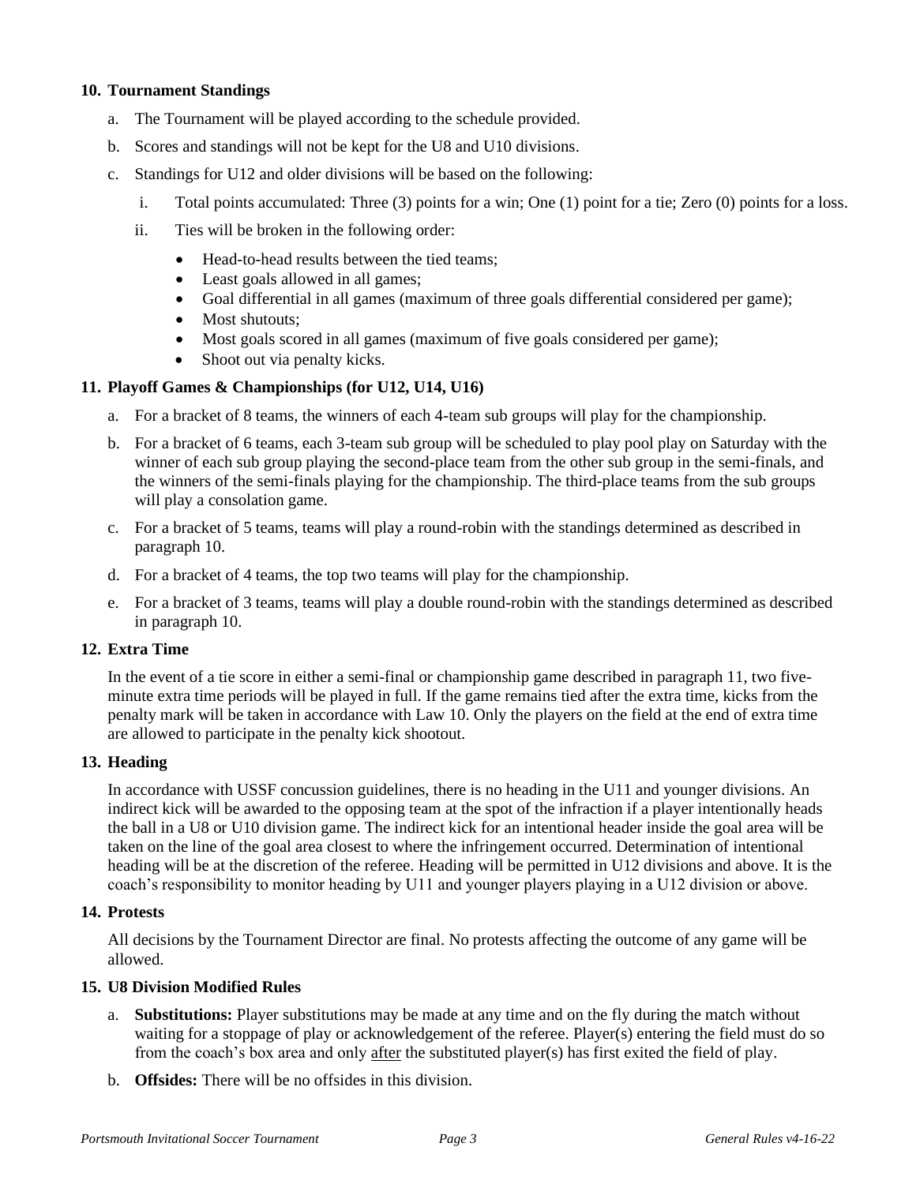## 10. Tournament Standings

a. The Tournament will be played according to the schedule provided.

b. Scores and standings will not be kept for the U8 and U10 divisions.

c. Standings for U12 and older divisions will be based on the following:

   i. Total points accumulated: Three (3) points for a win; One (1) point for a tie; Zero (0) points for a loss.

   ii. Ties will be broken in the following order:

   - Head-to-head results between the tied teams;
   - Least goals allowed in all games;
   - Goal differential in all games (maximum of three goals differential considered per game);
   - Most shutouts;
   - Most goals scored in all games (maximum of five goals considered per game);
   - Shoot out via penalty kicks.

## 11. Playoff Games & Championships (for U12, U14, U16)

a. For a bracket of 8 teams, the winners of each 4-team sub groups will play for the championship.

b. For a bracket of 6 teams, each 3-team sub group will be scheduled to play pool play on Saturday with the winner of each sub group playing the second-place team from the other sub group in the semi-finals, and the winners of the semi-finals playing for the championship. The third-place teams from the sub groups will play a consolation game.

c. For a bracket of 5 teams, teams will play a round-robin with the standings determined as described in paragraph 10.

d. For a bracket of 4 teams, the top two teams will play for the championship.

e. For a bracket of 3 teams, teams will play a double round-robin with the standings determined as described in paragraph 10.

## 12. Extra Time

In the event of a tie score in either a semi-final or championship game described in paragraph 11, two five-minute extra time periods will be played in full. If the game remains tied after the extra time, kicks from the penalty mark will be taken in accordance with Law 10. Only the players on the field at the end of extra time are allowed to participate in the penalty kick shootout.

## 13. Heading

In accordance with USSF concussion guidelines, there is no heading in the U11 and younger divisions. An indirect kick will be awarded to the opposing team at the spot of the infraction if a player intentionally heads the ball in a U8 or U10 division game. The indirect kick for an intentional header inside the goal area will be taken on the line of the goal area closest to where the infringement occurred. Determination of intentional heading will be at the discretion of the referee. Heading will be permitted in U12 divisions and above. It is the coach's responsibility to monitor heading by U11 and younger players playing in a U12 division or above.

## 14. Protests

All decisions by the Tournament Director are final. No protests affecting the outcome of any game will be allowed.

## 15. U8 Division Modified Rules

a. **Substitutions:** Player substitutions may be made at any time and on the fly during the match without waiting for a stoppage of play or acknowledgement of the referee. Player(s) entering the field must do so from the coach's box area and only after the substituted player(s) has first exited the field of play.

b. **Offsides:** There will be no offsides in this division.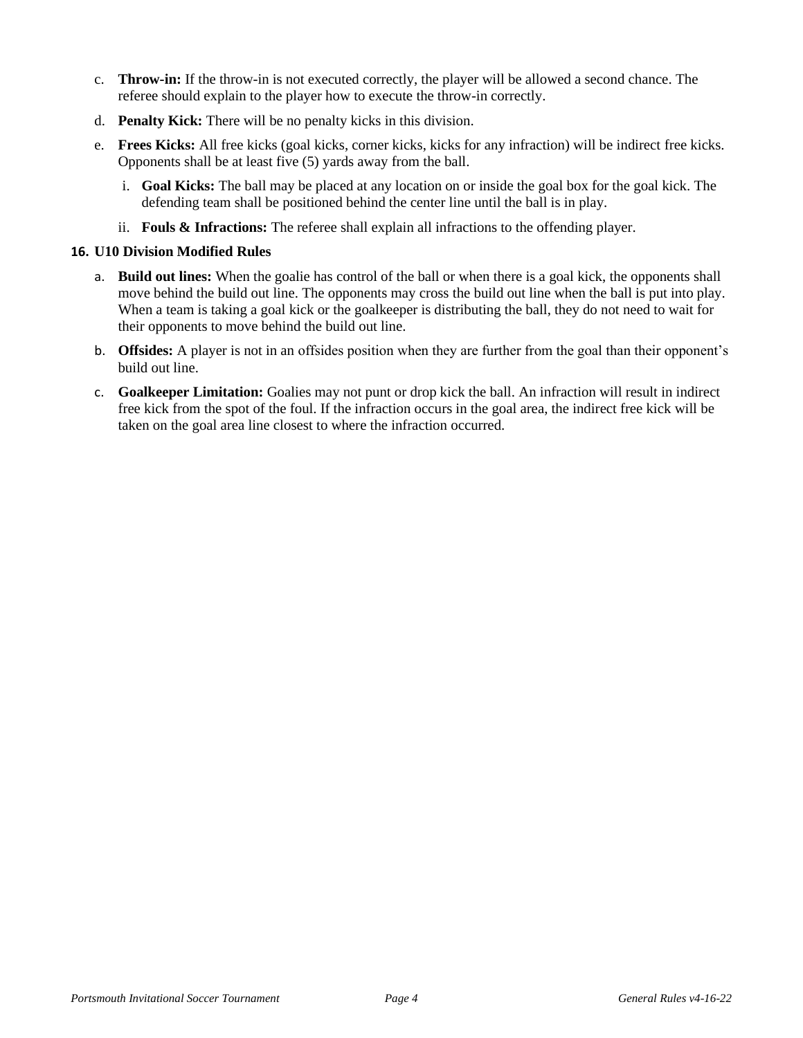c. **Throw-in:** If the throw-in is not executed correctly, the player will be allowed a second chance. The referee should explain to the player how to execute the throw-in correctly.

d. **Penalty Kick:** There will be no penalty kicks in this division.

e. **Frees Kicks:** All free kicks (goal kicks, corner kicks, kicks for any infraction) will be indirect free kicks. Opponents shall be at least five (5) yards away from the ball.

   i. **Goal Kicks:** The ball may be placed at any location on or inside the goal box for the goal kick. The defending team shall be positioned behind the center line until the ball is in play.

   ii. **Fouls & Infractions:** The referee shall explain all infractions to the offending player.

**16. U10 Division Modified Rules**

a. **Build out lines:** When the goalie has control of the ball or when there is a goal kick, the opponents shall move behind the build out line. The opponents may cross the build out line when the ball is put into play. When a team is taking a goal kick or the goalkeeper is distributing the ball, they do not need to wait for their opponents to move behind the build out line.

b. **Offsides:** A player is not in an offsides position when they are further from the goal than their opponent's build out line.

c. **Goalkeeper Limitation:** Goalies may not punt or drop kick the ball. An infraction will result in indirect free kick from the spot of the foul. If the infraction occurs in the goal area, the indirect free kick will be taken on the goal area line closest to where the infraction occurred.